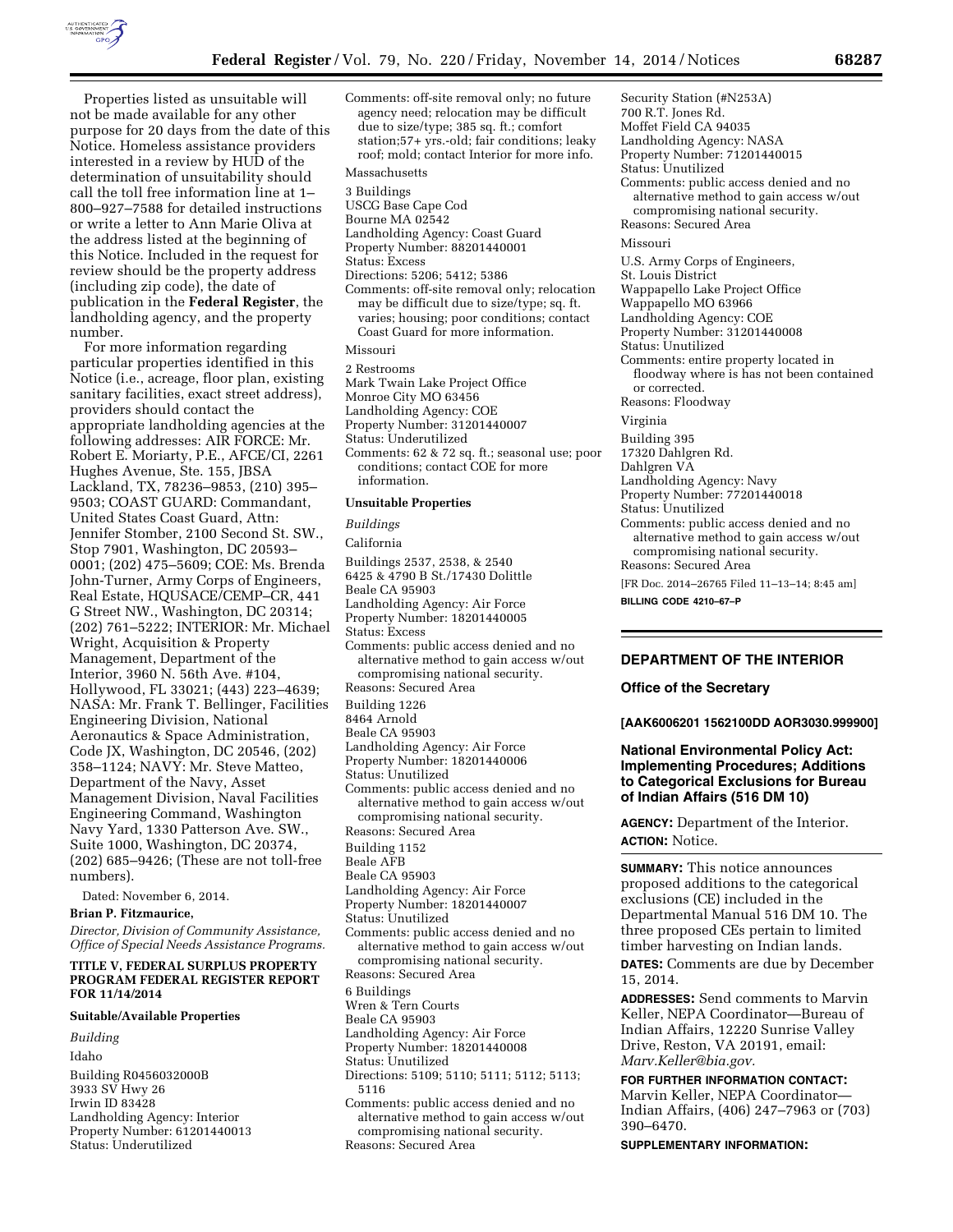Properties listed as unsuitable will not be made available for any other purpose for 20 days from the date of this Notice. Homeless assistance providers interested in a review by HUD of the determination of unsuitability should call the toll free information line at 1–800–927–7588 for detailed instructions or write a letter to Ann Marie Oliva at the address listed at the beginning of this Notice. Included in the request for review should be the property address (including zip code), the date of publication in the **Federal Register**, the landholding agency, and the property number.

For more information regarding particular properties identified in this Notice (i.e., acreage, floor plan, existing sanitary facilities, exact street address), providers should contact the appropriate landholding agencies at the following addresses: AIR FORCE: Mr. Robert E. Moriarty, P.E., AFCE/CI, 2261 Hughes Avenue, Ste. 155, JBSA Lackland, TX, 78236–9853, (210) 395–9503; COAST GUARD: Commandant, United States Coast Guard, Attn: Jennifer Stomber, 2100 Second St. SW., Stop 7901, Washington, DC 20593–0001; (202) 475–5609; COE: Ms. Brenda John-Turner, Army Corps of Engineers, Real Estate, HQUSACE/CEMP–CR, 441 G Street NW., Washington, DC 20314; (202) 761–5222; INTERIOR: Mr. Michael Wright, Acquisition & Property Management, Department of the Interior, 3960 N. 56th Ave. #104, Hollywood, FL 33021; (443) 223–4639; NASA: Mr. Frank T. Bellinger, Facilities Engineering Division, National Aeronautics & Space Administration, Code JX, Washington, DC 20546, (202) 358–1124; NAVY: Mr. Steve Matteo, Department of the Navy, Asset Management Division, Naval Facilities Engineering Command, Washington Navy Yard, 1330 Patterson Ave. SW., Suite 1000, Washington, DC 20374, (202) 685–9426; (These are not toll-free numbers).

Dated: November 6, 2014.

**Brian P. Fitzmaurice,**

*Director, Division of Community Assistance, Office of Special Needs Assistance Programs.*

**TITLE V, FEDERAL SURPLUS PROPERTY PROGRAM FEDERAL REGISTER REPORT FOR 11/14/2014**

**Suitable/Available Properties**

*Building*

Idaho

Building R0456032000B
3933 SV Hwy 26
Irwin ID 83428
Landholding Agency: Interior
Property Number: 61201440013
Status: Underutilized
Comments: off-site removal only; no future agency need; relocation may be difficult due to size/type; 385 sq. ft.; comfort station;57+ yrs.-old; fair conditions; leaky roof; mold; contact Interior for more info.

Massachusetts

3 Buildings
USCG Base Cape Cod
Bourne MA 02542
Landholding Agency: Coast Guard
Property Number: 88201440001
Status: Excess
Directions: 5206; 5412; 5386
Comments: off-site removal only; relocation may be difficult due to size/type; sq. ft. varies; housing; poor conditions; contact Coast Guard for more information.

Missouri

2 Restrooms
Mark Twain Lake Project Office
Monroe City MO 63456
Landholding Agency: COE
Property Number: 31201440007
Status: Underutilized
Comments: 62 & 72 sq. ft.; seasonal use; poor conditions; contact COE for more information.

**Unsuitable Properties**

*Buildings*

California

Buildings 2537, 2538, & 2540
6425 & 4790 B St./17430 Dolittle
Beale CA 95903
Landholding Agency: Air Force
Property Number: 18201440005
Status: Excess
Comments: public access denied and no alternative method to gain access w/out compromising national security.
Reasons: Secured Area

Building 1226
8464 Arnold
Beale CA 95903
Landholding Agency: Air Force
Property Number: 18201440006
Status: Unutilized
Comments: public access denied and no alternative method to gain access w/out compromising national security.
Reasons: Secured Area

Building 1152
Beale AFB
Beale CA 95903
Landholding Agency: Air Force
Property Number: 18201440007
Status: Unutilized
Comments: public access denied and no alternative method to gain access w/out compromising national security.
Reasons: Secured Area

6 Buildings
Wren & Tern Courts
Beale CA 95903
Landholding Agency: Air Force
Property Number: 18201440008
Status: Unutilized
Directions: 5109; 5110; 5111; 5112; 5113; 5116
Comments: public access denied and no alternative method to gain access w/out compromising national security.
Reasons: Secured Area

Security Station (#N253A)
700 R.T. Jones Rd.
Moffet Field CA 94035
Landholding Agency: NASA
Property Number: 71201440015
Status: Unutilized
Comments: public access denied and no alternative method to gain access w/out compromising national security.
Reasons: Secured Area

Missouri

U.S. Army Corps of Engineers,
St. Louis District
Wappapello Lake Project Office
Wappapello MO 63966
Landholding Agency: COE
Property Number: 31201440008
Status: Unutilized
Comments: entire property located in floodway where is has not been contained or corrected.
Reasons: Floodway

Virginia

Building 395
17320 Dahlgren Rd.
Dahlgren VA
Landholding Agency: Navy
Property Number: 77201440018
Status: Unutilized
Comments: public access denied and no alternative method to gain access w/out compromising national security.
Reasons: Secured Area

[FR Doc. 2014–26765 Filed 11–13–14; 8:45 am]

**BILLING CODE 4210–67–P**

## DEPARTMENT OF THE INTERIOR

### Office of the Secretary

**[AAK6006201 1562100DD AOR3030.999900]**

### National Environmental Policy Act: Implementing Procedures; Additions to Categorical Exclusions for Bureau of Indian Affairs (516 DM 10)

**AGENCY:** Department of the Interior.

**ACTION:** Notice.

**SUMMARY:** This notice announces proposed additions to the categorical exclusions (CE) included in the Departmental Manual 516 DM 10. The three proposed CEs pertain to limited timber harvesting on Indian lands.

**DATES:** Comments are due by December 15, 2014.

**ADDRESSES:** Send comments to Marvin Keller, NEPA Coordinator—Bureau of Indian Affairs, 12220 Sunrise Valley Drive, Reston, VA 20191, email: *Marv.Keller@bia.gov.*

**FOR FURTHER INFORMATION CONTACT:** Marvin Keller, NEPA Coordinator—Indian Affairs, (406) 247–7963 or (703) 390–6470.

**SUPPLEMENTARY INFORMATION:**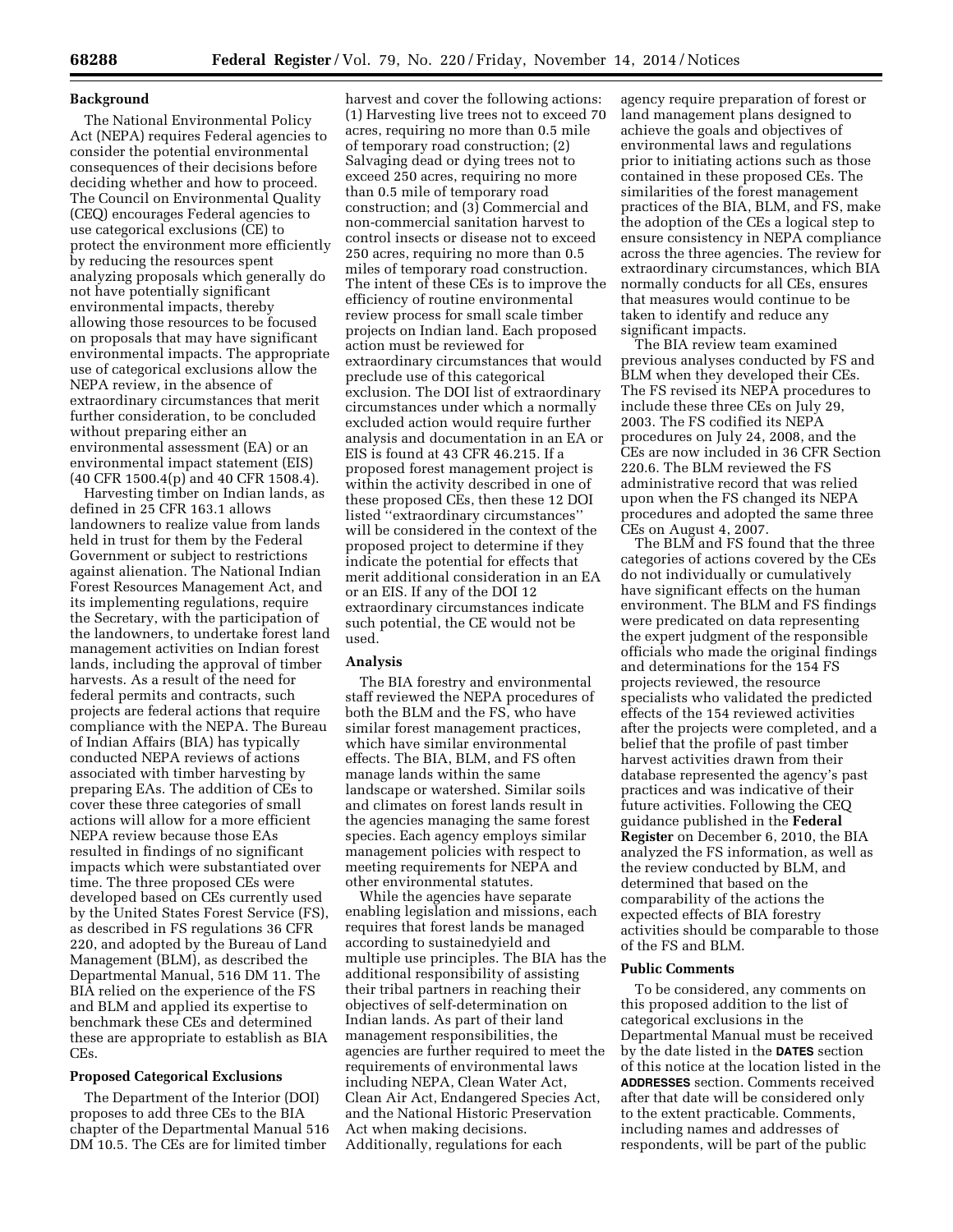## Background

The National Environmental Policy Act (NEPA) requires Federal agencies to consider the potential environmental consequences of their decisions before deciding whether and how to proceed. The Council on Environmental Quality (CEQ) encourages Federal agencies to use categorical exclusions (CE) to protect the environment more efficiently by reducing the resources spent analyzing proposals which generally do not have potentially significant environmental impacts, thereby allowing those resources to be focused on proposals that may have significant environmental impacts. The appropriate use of categorical exclusions allow the NEPA review, in the absence of extraordinary circumstances that merit further consideration, to be concluded without preparing either an environmental assessment (EA) or an environmental impact statement (EIS) (40 CFR 1500.4(p) and 40 CFR 1508.4).

Harvesting timber on Indian lands, as defined in 25 CFR 163.1 allows landowners to realize value from lands held in trust for them by the Federal Government or subject to restrictions against alienation. The National Indian Forest Resources Management Act, and its implementing regulations, require the Secretary, with the participation of the landowners, to undertake forest land management activities on Indian forest lands, including the approval of timber harvests. As a result of the need for federal permits and contracts, such projects are federal actions that require compliance with the NEPA. The Bureau of Indian Affairs (BIA) has typically conducted NEPA reviews of actions associated with timber harvesting by preparing EAs. The addition of CEs to cover these three categories of small actions will allow for a more efficient NEPA review because those EAs resulted in findings of no significant impacts which were substantiated over time. The three proposed CEs were developed based on CEs currently used by the United States Forest Service (FS), as described in FS regulations 36 CFR 220, and adopted by the Bureau of Land Management (BLM), as described the Departmental Manual, 516 DM 11. The BIA relied on the experience of the FS and BLM and applied its expertise to benchmark these CEs and determined these are appropriate to establish as BIA CEs.

## Proposed Categorical Exclusions

The Department of the Interior (DOI) proposes to add three CEs to the BIA chapter of the Departmental Manual 516 DM 10.5. The CEs are for limited timber harvest and cover the following actions: (1) Harvesting live trees not to exceed 70 acres, requiring no more than 0.5 mile of temporary road construction; (2) Salvaging dead or dying trees not to exceed 250 acres, requiring no more than 0.5 mile of temporary road construction; and (3) Commercial and non-commercial sanitation harvest to control insects or disease not to exceed 250 acres, requiring no more than 0.5 miles of temporary road construction. The intent of these CEs is to improve the efficiency of routine environmental review process for small scale timber projects on Indian land. Each proposed action must be reviewed for extraordinary circumstances that would preclude use of this categorical exclusion. The DOI list of extraordinary circumstances under which a normally excluded action would require further analysis and documentation in an EA or EIS is found at 43 CFR 46.215. If a proposed forest management project is within the activity described in one of these proposed CEs, then these 12 DOI listed "extraordinary circumstances" will be considered in the context of the proposed project to determine if they indicate the potential for effects that merit additional consideration in an EA or an EIS. If any of the DOI 12 extraordinary circumstances indicate such potential, the CE would not be used.

## Analysis

The BIA forestry and environmental staff reviewed the NEPA procedures of both the BLM and the FS, who have similar forest management practices, which have similar environmental effects. The BIA, BLM, and FS often manage lands within the same landscape or watershed. Similar soils and climates on forest lands result in the agencies managing the same forest species. Each agency employs similar management policies with respect to meeting requirements for NEPA and other environmental statutes.

While the agencies have separate enabling legislation and missions, each requires that forest lands be managed according to sustainedyield and multiple use principles. The BIA has the additional responsibility of assisting their tribal partners in reaching their objectives of self-determination on Indian lands. As part of their land management responsibilities, the agencies are further required to meet the requirements of environmental laws including NEPA, Clean Water Act, Clean Air Act, Endangered Species Act, and the National Historic Preservation Act when making decisions. Additionally, regulations for each agency require preparation of forest or land management plans designed to achieve the goals and objectives of environmental laws and regulations prior to initiating actions such as those contained in these proposed CEs. The similarities of the forest management practices of the BIA, BLM, and FS, make the adoption of the CEs a logical step to ensure consistency in NEPA compliance across the three agencies. The review for extraordinary circumstances, which BIA normally conducts for all CEs, ensures that measures would continue to be taken to identify and reduce any significant impacts.

The BIA review team examined previous analyses conducted by FS and BLM when they developed their CEs. The FS revised its NEPA procedures to include these three CEs on July 29, 2003. The FS codified its NEPA procedures on July 24, 2008, and the CEs are now included in 36 CFR Section 220.6. The BLM reviewed the FS administrative record that was relied upon when the FS changed its NEPA procedures and adopted the same three CEs on August 4, 2007.

The BLM and FS found that the three categories of actions covered by the CEs do not individually or cumulatively have significant effects on the human environment. The BLM and FS findings were predicated on data representing the expert judgment of the responsible officials who made the original findings and determinations for the 154 FS projects reviewed, the resource specialists who validated the predicted effects of the 154 reviewed activities after the projects were completed, and a belief that the profile of past timber harvest activities drawn from their database represented the agency's past practices and was indicative of their future activities. Following the CEQ guidance published in the **Federal Register** on December 6, 2010, the BIA analyzed the FS information, as well as the review conducted by BLM, and determined that based on the comparability of the actions the expected effects of BIA forestry activities should be comparable to those of the FS and BLM.

## Public Comments

To be considered, any comments on this proposed addition to the list of categorical exclusions in the Departmental Manual must be received by the date listed in the **DATES** section of this notice at the location listed in the **ADDRESSES** section. Comments received after that date will be considered only to the extent practicable. Comments, including names and addresses of respondents, will be part of the public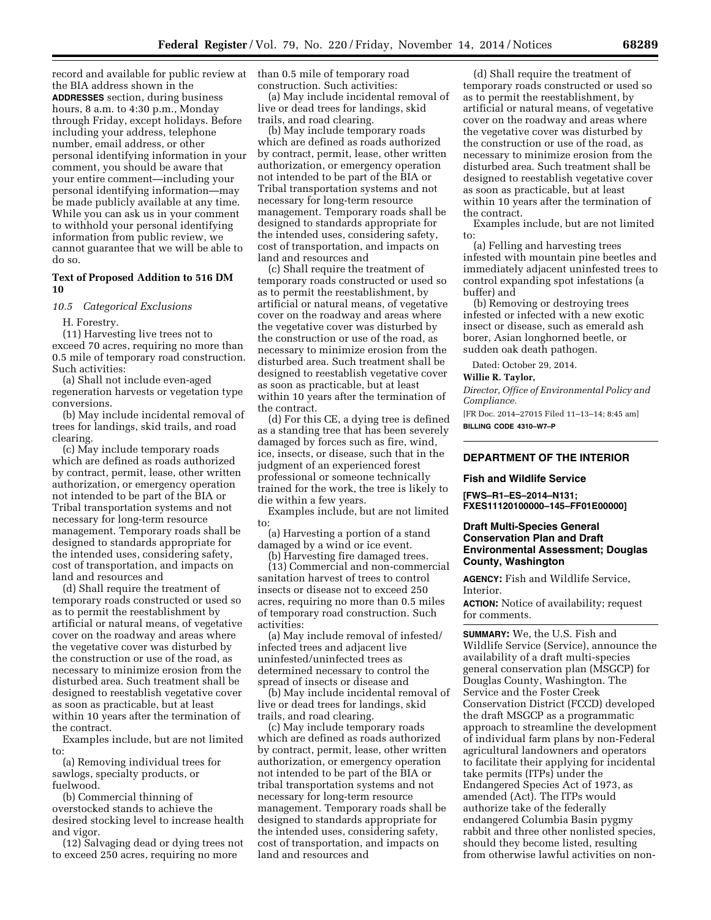record and available for public review at the BIA address shown in the **ADDRESSES** section, during business hours, 8 a.m. to 4:30 p.m., Monday through Friday, except holidays. Before including your address, telephone number, email address, or other personal identifying information in your comment, you should be aware that your entire comment—including your personal identifying information—may be made publicly available at any time. While you can ask us in your comment to withhold your personal identifying information from public review, we cannot guarantee that we will be able to do so.

**Text of Proposed Addition to 516 DM 10**

*10.5 Categorical Exclusions*

H. Forestry.

(11) Harvesting live trees not to exceed 70 acres, requiring no more than 0.5 mile of temporary road construction. Such activities:

(a) Shall not include even-aged regeneration harvests or vegetation type conversions.

(b) May include incidental removal of trees for landings, skid trails, and road clearing.

(c) May include temporary roads which are defined as roads authorized by contract, permit, lease, other written authorization, or emergency operation not intended to be part of the BIA or Tribal transportation systems and not necessary for long-term resource management. Temporary roads shall be designed to standards appropriate for the intended uses, considering safety, cost of transportation, and impacts on land and resources and

(d) Shall require the treatment of temporary roads constructed or used so as to permit the reestablishment by artificial or natural means, of vegetative cover on the roadway and areas where the vegetative cover was disturbed by the construction or use of the road, as necessary to minimize erosion from the disturbed area. Such treatment shall be designed to reestablish vegetative cover as soon as practicable, but at least within 10 years after the termination of the contract.

Examples include, but are not limited to:

(a) Removing individual trees for sawlogs, specialty products, or fuelwood.

(b) Commercial thinning of overstocked stands to achieve the desired stocking level to increase health and vigor.

(12) Salvaging dead or dying trees not to exceed 250 acres, requiring no more than 0.5 mile of temporary road construction. Such activities:

(a) May include incidental removal of live or dead trees for landings, skid trails, and road clearing.

(b) May include temporary roads which are defined as roads authorized by contract, permit, lease, other written authorization, or emergency operation not intended to be part of the BIA or Tribal transportation systems and not necessary for long-term resource management. Temporary roads shall be designed to standards appropriate for the intended uses, considering safety, cost of transportation, and impacts on land and resources and

(c) Shall require the treatment of temporary roads constructed or used so as to permit the reestablishment, by artificial or natural means, of vegetative cover on the roadway and areas where the vegetative cover was disturbed by the construction or use of the road, as necessary to minimize erosion from the disturbed area. Such treatment shall be designed to reestablish vegetative cover as soon as practicable, but at least within 10 years after the termination of the contract.

(d) For this CE, a dying tree is defined as a standing tree that has been severely damaged by forces such as fire, wind, ice, insects, or disease, such that in the judgment of an experienced forest professional or someone technically trained for the work, the tree is likely to die within a few years.

Examples include, but are not limited to:

(a) Harvesting a portion of a stand damaged by a wind or ice event.

(b) Harvesting fire damaged trees.

(13) Commercial and non-commercial sanitation harvest of trees to control insects or disease not to exceed 250 acres, requiring no more than 0.5 miles of temporary road construction. Such activities:

(a) May include removal of infested/infected trees and adjacent live uninfested/uninfected trees as determined necessary to control the spread of insects or disease and

(b) May include incidental removal of live or dead trees for landings, skid trails, and road clearing.

(c) May include temporary roads which are defined as roads authorized by contract, permit, lease, other written authorization, or emergency operation not intended to be part of the BIA or tribal transportation systems and not necessary for long-term resource management. Temporary roads shall be designed to standards appropriate for the intended uses, considering safety, cost of transportation, and impacts on land and resources and

(d) Shall require the treatment of temporary roads constructed or used so as to permit the reestablishment, by artificial or natural means, of vegetative cover on the roadway and areas where the vegetative cover was disturbed by the construction or use of the road, as necessary to minimize erosion from the disturbed area. Such treatment shall be designed to reestablish vegetative cover as soon as practicable, but at least within 10 years after the termination of the contract.

Examples include, but are not limited to:

(a) Felling and harvesting trees infested with mountain pine beetles and immediately adjacent uninfested trees to control expanding spot infestations (a buffer) and

(b) Removing or destroying trees infested or infected with a new exotic insect or disease, such as emerald ash borer, Asian longhorned beetle, or sudden oak death pathogen.

Dated: October 29, 2014.

**Willie R. Taylor,**

*Director, Office of Environmental Policy and Compliance.*

[FR Doc. 2014–27015 Filed 11–13–14; 8:45 am]

**BILLING CODE 4310–W7–P**

## DEPARTMENT OF THE INTERIOR

### Fish and Wildlife Service

**[FWS–R1–ES–2014–N131; FXES11120100000–145–FF01E00000]**

### Draft Multi-Species General Conservation Plan and Draft Environmental Assessment; Douglas County, Washington

**AGENCY:** Fish and Wildlife Service, Interior.

**ACTION:** Notice of availability; request for comments.

**SUMMARY:** We, the U.S. Fish and Wildlife Service (Service), announce the availability of a draft multi-species general conservation plan (MSGCP) for Douglas County, Washington. The Service and the Foster Creek Conservation District (FCCD) developed the draft MSGCP as a programmatic approach to streamline the development of individual farm plans by non-Federal agricultural landowners and operators to facilitate their applying for incidental take permits (ITPs) under the Endangered Species Act of 1973, as amended (Act). The ITPs would authorize take of the federally endangered Columbia Basin pygmy rabbit and three other nonlisted species, should they become listed, resulting from otherwise lawful activities on non-